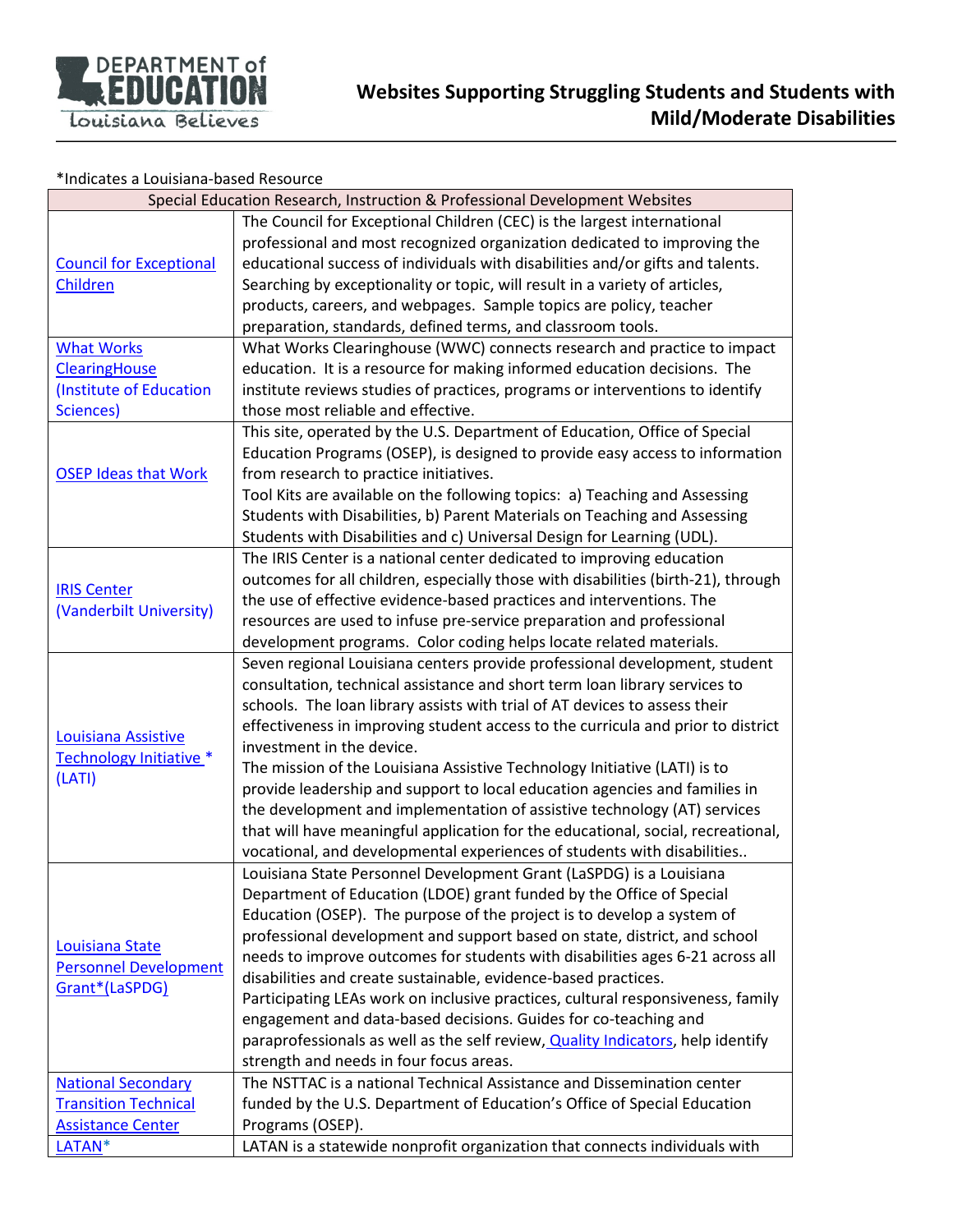# Websites Supporting Struggling Students and Students with Mild/Moderate Disabilities

*Indicates a Louisiana-based Resource

| Special Education Research, Instruction & Professional Development Websites | |
|---|---|
| Council for Exceptional Children | The Council for Exceptional Children (CEC) is the largest international professional and most recognized organization dedicated to improving the educational success of individuals with disabilities and/or gifts and talents. Searching by exceptionality or topic, will result in a variety of articles, products, careers, and webpages. Sample topics are policy, teacher preparation, standards, defined terms, and classroom tools. |
| What Works ClearingHouse (Institute of Education Sciences) | What Works Clearinghouse (WWC) connects research and practice to impact education. It is a resource for making informed education decisions. The institute reviews studies of practices, programs or interventions to identify those most reliable and effective. |
| OSEP Ideas that Work | This site, operated by the U.S. Department of Education, Office of Special Education Programs (OSEP), is designed to provide easy access to information from research to practice initiatives.<br>Tool Kits are available on the following topics: a) Teaching and Assessing Students with Disabilities, b) Parent Materials on Teaching and Assessing Students with Disabilities and c) Universal Design for Learning (UDL). |
| IRIS Center (Vanderbilt University) | The IRIS Center is a national center dedicated to improving education outcomes for all children, especially those with disabilities (birth-21), through the use of effective evidence-based practices and interventions. The resources are used to infuse pre-service preparation and professional development programs. Color coding helps locate related materials. |
| Louisiana Assistive Technology Initiative * (LATI) | Seven regional Louisiana centers provide professional development, student consultation, technical assistance and short term loan library services to schools. The loan library assists with trial of AT devices to assess their effectiveness in improving student access to the curricula and prior to district investment in the device.<br>The mission of the Louisiana Assistive Technology Initiative (LATI) is to provide leadership and support to local education agencies and families in the development and implementation of assistive technology (AT) services that will have meaningful application for the educational, social, recreational, vocational, and developmental experiences of students with disabilities.. |
| Louisiana State Personnel Development Grant*(LaSPDG) | Louisiana State Personnel Development Grant (LaSPDG) is a Louisiana Department of Education (LDOE) grant funded by the Office of Special Education (OSEP). The purpose of the project is to develop a system of professional development and support based on state, district, and school needs to improve outcomes for students with disabilities ages 6-21 across all disabilities and create sustainable, evidence-based practices.<br>Participating LEAs work on inclusive practices, cultural responsiveness, family engagement and data-based decisions. Guides for co-teaching and paraprofessionals as well as the self review, Quality Indicators, help identify strength and needs in four focus areas. |
| National Secondary Transition Technical Assistance Center | The NSTTAC is a national Technical Assistance and Dissemination center funded by the U.S. Department of Education's Office of Special Education Programs (OSEP). |
| LATAN* | LATAN is a statewide nonprofit organization that connects individuals with |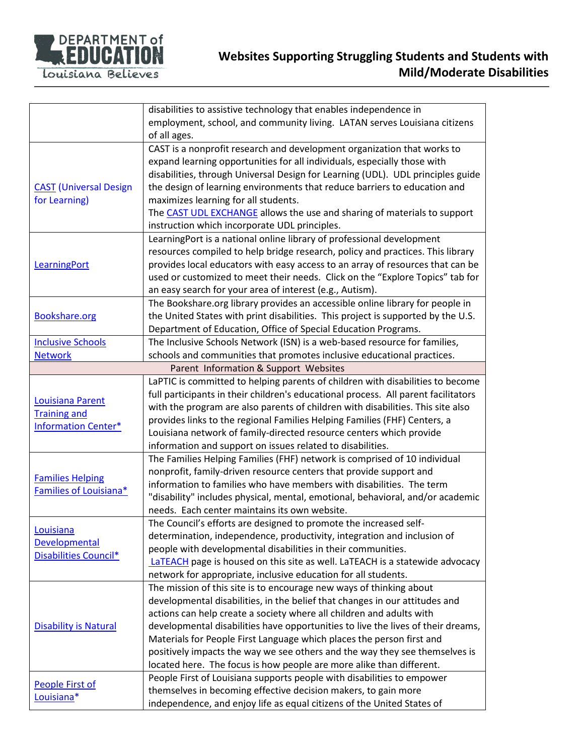| | |
|---|---|
| | disabilities to assistive technology that enables independence in employment, school, and community living. LATAN serves Louisiana citizens of all ages. |
| CAST (Universal Design for Learning) | CAST is a nonprofit research and development organization that works to expand learning opportunities for all individuals, especially those with disabilities, through Universal Design for Learning (UDL). UDL principles guide the design of learning environments that reduce barriers to education and maximizes learning for all students.<br>The CAST UDL EXCHANGE allows the use and sharing of materials to support instruction which incorporate UDL principles. |
| LearningPort | LearningPort is a national online library of professional development resources compiled to help bridge research, policy and practices. This library provides local educators with easy access to an array of resources that can be used or customized to meet their needs. Click on the "Explore Topics" tab for an easy search for your area of interest (e.g., Autism). |
| Bookshare.org | The Bookshare.org library provides an accessible online library for people in the United States with print disabilities. This project is supported by the U.S. Department of Education, Office of Special Education Programs. |
| Inclusive Schools Network | The Inclusive Schools Network (ISN) is a web-based resource for families, schools and communities that promotes inclusive educational practices. |
| **Parent Information & Support Websites** | |
| Louisiana Parent Training and Information Center* | LaPTIC is committed to helping parents of children with disabilities to become full participants in their children's educational process. All parent facilitators with the program are also parents of children with disabilities. This site also provides links to the regional Families Helping Families (FHF) Centers, a Louisiana network of family-directed resource centers which provide information and support on issues related to disabilities. |
| Families Helping Families of Louisiana* | The Families Helping Families (FHF) network is comprised of 10 individual nonprofit, family-driven resource centers that provide support and information to families who have members with disabilities. The term "disability" includes physical, mental, emotional, behavioral, and/or academic needs. Each center maintains its own website. |
| Louisiana Developmental Disabilities Council* | The Council's efforts are designed to promote the increased self-determination, independence, productivity, integration and inclusion of people with developmental disabilities in their communities.<br>LaTEACH page is housed on this site as well. LaTEACH is a statewide advocacy network for appropriate, inclusive education for all students. |
| Disability is Natural | The mission of this site is to encourage new ways of thinking about developmental disabilities, in the belief that changes in our attitudes and actions can help create a society where all children and adults with developmental disabilities have opportunities to live the lives of their dreams. Materials for People First Language which places the person first and positively impacts the way we see others and the way they see themselves is located here. The focus is how people are more alike than different. |
| People First of Louisiana* | People First of Louisiana supports people with disabilities to empower themselves in becoming effective decision makers, to gain more independence, and enjoy life as equal citizens of the United States of |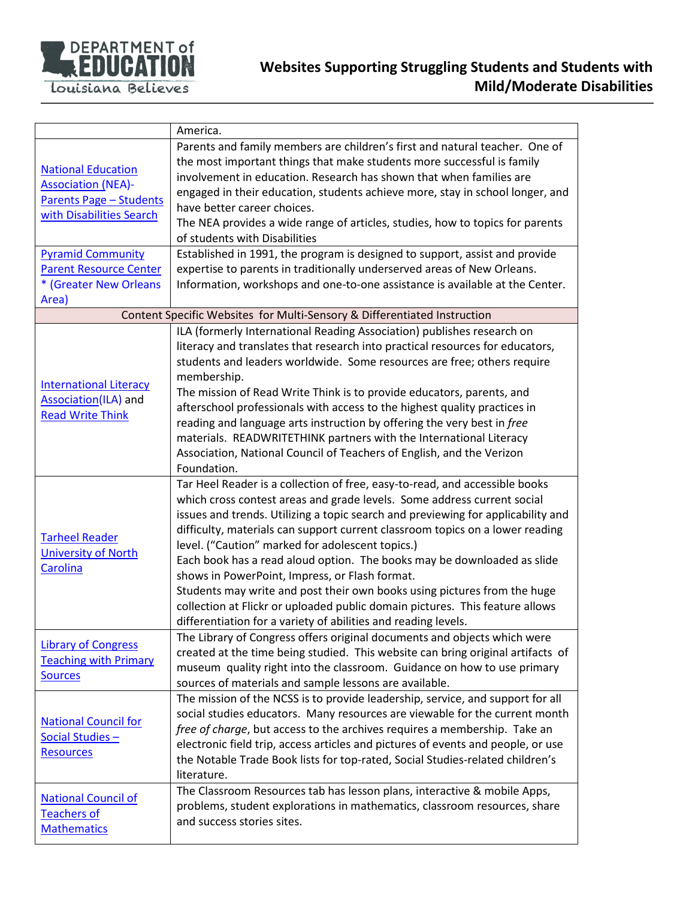| | |
|---|---|
| | America. |
| National Education Association (NEA)- Parents Page – Students with Disabilities Search | Parents and family members are children's first and natural teacher. One of the most important things that make students more successful is family involvement in education. Research has shown that when families are engaged in their education, students achieve more, stay in school longer, and have better career choices. The NEA provides a wide range of articles, studies, how to topics for parents of students with Disabilities |
| Pyramid Community Parent Resource Center * (Greater New Orleans Area) | Established in 1991, the program is designed to support, assist and provide expertise to parents in traditionally underserved areas of New Orleans. Information, workshops and one-to-one assistance is available at the Center. |
| **Content Specific Websites for Multi-Sensory & Differentiated Instruction** | |
| International Literacy Association(ILA) and Read Write Think | ILA (formerly International Reading Association) publishes research on literacy and translates that research into practical resources for educators, students and leaders worldwide. Some resources are free; others require membership. The mission of Read Write Think is to provide educators, parents, and afterschool professionals with access to the highest quality practices in reading and language arts instruction by offering the very best in *free* materials. READWRITETHINK partners with the International Literacy Association, National Council of Teachers of English, and the Verizon Foundation. |
| Tarheel Reader University of North Carolina | Tar Heel Reader is a collection of free, easy-to-read, and accessible books which cross contest areas and grade levels. Some address current social issues and trends. Utilizing a topic search and previewing for applicability and difficulty, materials can support current classroom topics on a lower reading level. ("Caution" marked for adolescent topics.) Each book has a read aloud option. The books may be downloaded as slide shows in PowerPoint, Impress, or Flash format. Students may write and post their own books using pictures from the huge collection at Flickr or uploaded public domain pictures. This feature allows differentiation for a variety of abilities and reading levels. |
| Library of Congress Teaching with Primary Sources | The Library of Congress offers original documents and objects which were created at the time being studied. This website can bring original artifacts of museum quality right into the classroom. Guidance on how to use primary sources of materials and sample lessons are available. |
| National Council for Social Studies – Resources | The mission of the NCSS is to provide leadership, service, and support for all social studies educators. Many resources are viewable for the current month *free of charge*, but access to the archives requires a membership. Take an electronic field trip, access articles and pictures of events and people, or use the Notable Trade Book lists for top-rated, Social Studies-related children's literature. |
| National Council of Teachers of Mathematics | The Classroom Resources tab has lesson plans, interactive & mobile Apps, problems, student explorations in mathematics, classroom resources, share and success stories sites. |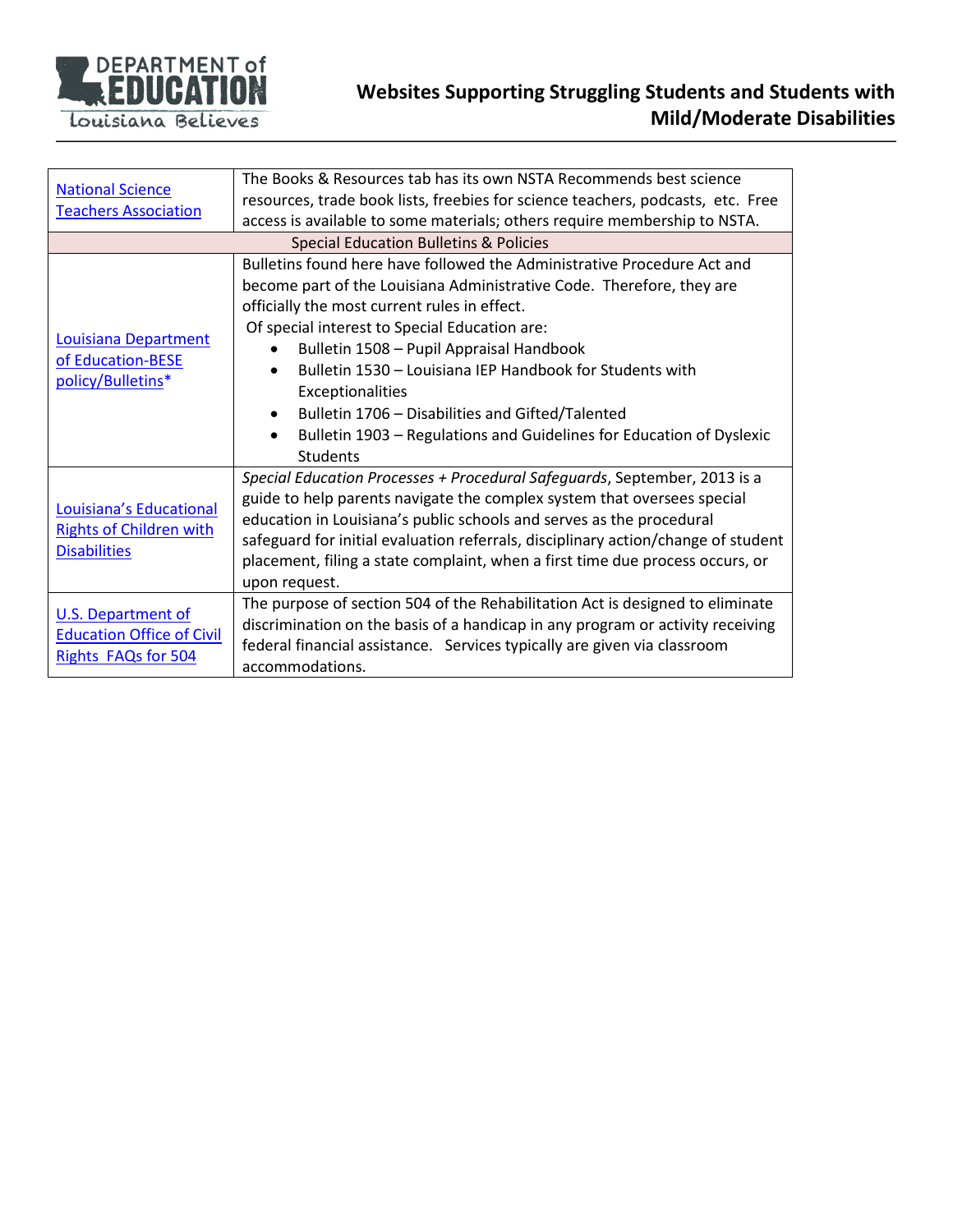| | |
|---|---|
| National Science Teachers Association | The Books & Resources tab has its own NSTA Recommends best science resources, trade book lists, freebies for science teachers, podcasts, etc. Free access is available to some materials; others require membership to NSTA. |
| Special Education Bulletins & Policies | |
| Louisiana Department of Education-BESE policy/Bulletins* | Bulletins found here have followed the Administrative Procedure Act and become part of the Louisiana Administrative Code. Therefore, they are officially the most current rules in effect.<br>Of special interest to Special Education are:<br>• Bulletin 1508 – Pupil Appraisal Handbook<br>• Bulletin 1530 – Louisiana IEP Handbook for Students with Exceptionalities<br>• Bulletin 1706 – Disabilities and Gifted/Talented<br>• Bulletin 1903 – Regulations and Guidelines for Education of Dyslexic Students |
| Louisiana's Educational Rights of Children with Disabilities | *Special Education Processes + Procedural Safeguards*, September, 2013 is a guide to help parents navigate the complex system that oversees special education in Louisiana's public schools and serves as the procedural safeguard for initial evaluation referrals, disciplinary action/change of student placement, filing a state complaint, when a first time due process occurs, or upon request. |
| U.S. Department of Education Office of Civil Rights FAQs for 504 | The purpose of section 504 of the Rehabilitation Act is designed to eliminate discrimination on the basis of a handicap in any program or activity receiving federal financial assistance. Services typically are given via classroom accommodations. |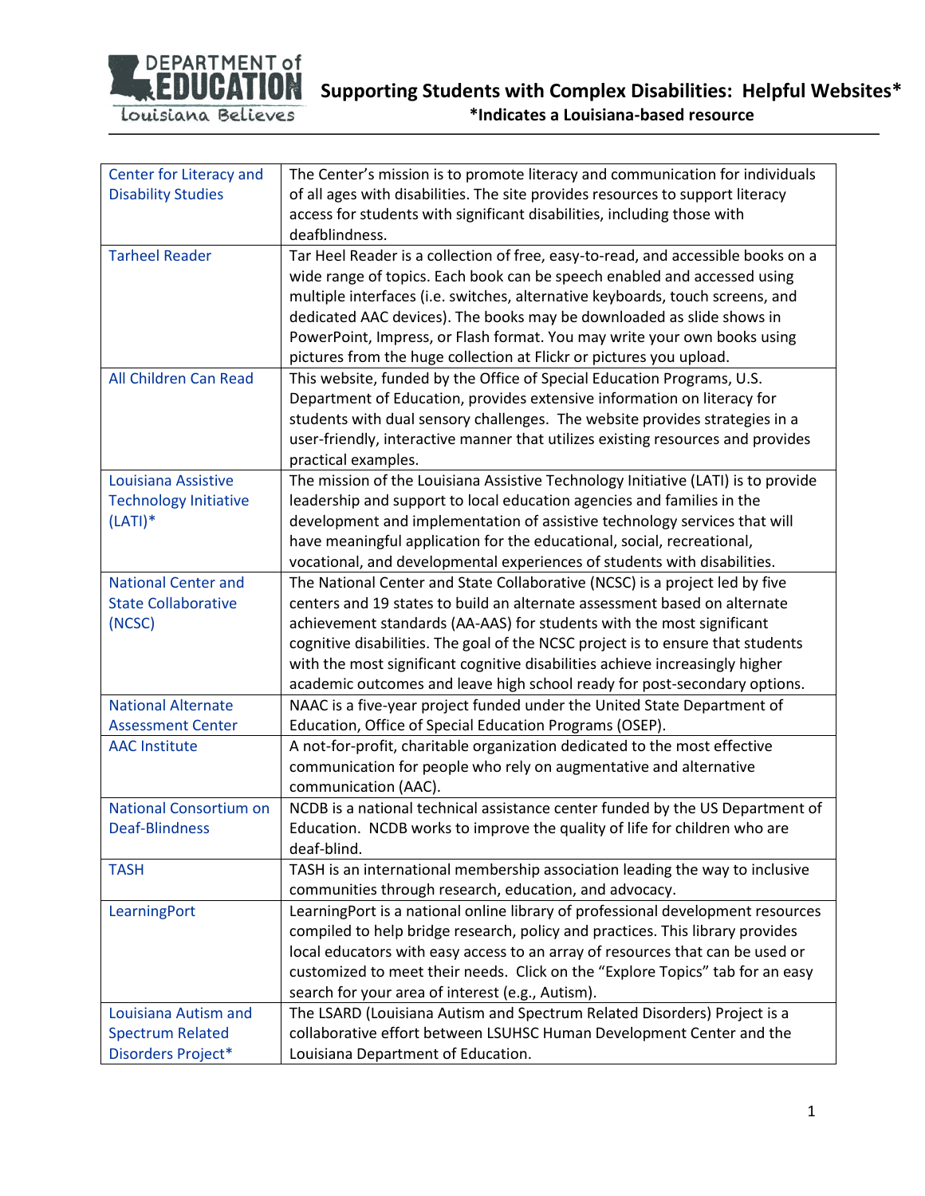# Supporting Students with Complex Disabilities: Helpful Websites*

**\*Indicates a Louisiana-based resource**

| | |
|---|---|
| Center for Literacy and Disability Studies | The Center's mission is to promote literacy and communication for individuals of all ages with disabilities. The site provides resources to support literacy access for students with significant disabilities, including those with deafblindness. |
| Tarheel Reader | Tar Heel Reader is a collection of free, easy-to-read, and accessible books on a wide range of topics. Each book can be speech enabled and accessed using multiple interfaces (i.e. switches, alternative keyboards, touch screens, and dedicated AAC devices). The books may be downloaded as slide shows in PowerPoint, Impress, or Flash format. You may write your own books using pictures from the huge collection at Flickr or pictures you upload. |
| All Children Can Read | This website, funded by the Office of Special Education Programs, U.S. Department of Education, provides extensive information on literacy for students with dual sensory challenges. The website provides strategies in a user-friendly, interactive manner that utilizes existing resources and provides practical examples. |
| Louisiana Assistive Technology Initiative (LATI)* | The mission of the Louisiana Assistive Technology Initiative (LATI) is to provide leadership and support to local education agencies and families in the development and implementation of assistive technology services that will have meaningful application for the educational, social, recreational, vocational, and developmental experiences of students with disabilities. |
| National Center and State Collaborative (NCSC) | The National Center and State Collaborative (NCSC) is a project led by five centers and 19 states to build an alternate assessment based on alternate achievement standards (AA-AAS) for students with the most significant cognitive disabilities. The goal of the NCSC project is to ensure that students with the most significant cognitive disabilities achieve increasingly higher academic outcomes and leave high school ready for post-secondary options. |
| National Alternate Assessment Center | NAAC is a five-year project funded under the United State Department of Education, Office of Special Education Programs (OSEP). |
| AAC Institute | A not-for-profit, charitable organization dedicated to the most effective communication for people who rely on augmentative and alternative communication (AAC). |
| National Consortium on Deaf-Blindness | NCDB is a national technical assistance center funded by the US Department of Education. NCDB works to improve the quality of life for children who are deaf-blind. |
| TASH | TASH is an international membership association leading the way to inclusive communities through research, education, and advocacy. |
| LearningPort | LearningPort is a national online library of professional development resources compiled to help bridge research, policy and practices. This library provides local educators with easy access to an array of resources that can be used or customized to meet their needs. Click on the "Explore Topics" tab for an easy search for your area of interest (e.g., Autism). |
| Louisiana Autism and Spectrum Related Disorders Project* | The LSARD (Louisiana Autism and Spectrum Related Disorders) Project is a collaborative effort between LSUHSC Human Development Center and the Louisiana Department of Education. |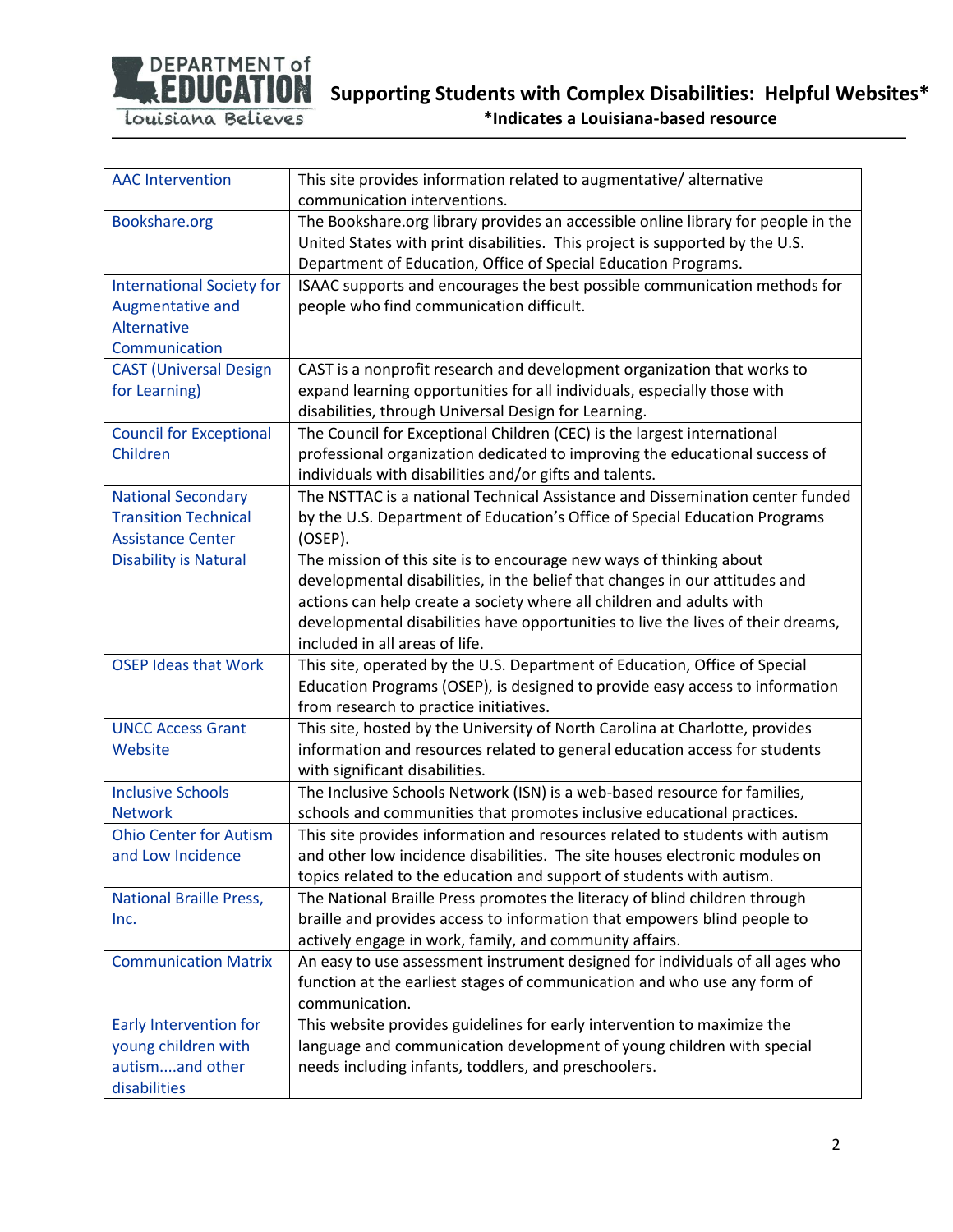# Supporting Students with Complex Disabilities: Helpful Websites*

**\*Indicates a Louisiana-based resource**

| | |
|---|---|
| AAC Intervention | This site provides information related to augmentative/ alternative communication interventions. |
| Bookshare.org | The Bookshare.org library provides an accessible online library for people in the United States with print disabilities. This project is supported by the U.S. Department of Education, Office of Special Education Programs. |
| International Society for Augmentative and Alternative Communication | ISAAC supports and encourages the best possible communication methods for people who find communication difficult. |
| CAST (Universal Design for Learning) | CAST is a nonprofit research and development organization that works to expand learning opportunities for all individuals, especially those with disabilities, through Universal Design for Learning. |
| Council for Exceptional Children | The Council for Exceptional Children (CEC) is the largest international professional organization dedicated to improving the educational success of individuals with disabilities and/or gifts and talents. |
| National Secondary Transition Technical Assistance Center | The NSTTAC is a national Technical Assistance and Dissemination center funded by the U.S. Department of Education's Office of Special Education Programs (OSEP). |
| Disability is Natural | The mission of this site is to encourage new ways of thinking about developmental disabilities, in the belief that changes in our attitudes and actions can help create a society where all children and adults with developmental disabilities have opportunities to live the lives of their dreams, included in all areas of life. |
| OSEP Ideas that Work | This site, operated by the U.S. Department of Education, Office of Special Education Programs (OSEP), is designed to provide easy access to information from research to practice initiatives. |
| UNCC Access Grant Website | This site, hosted by the University of North Carolina at Charlotte, provides information and resources related to general education access for students with significant disabilities. |
| Inclusive Schools Network | The Inclusive Schools Network (ISN) is a web-based resource for families, schools and communities that promotes inclusive educational practices. |
| Ohio Center for Autism and Low Incidence | This site provides information and resources related to students with autism and other low incidence disabilities. The site houses electronic modules on topics related to the education and support of students with autism. |
| National Braille Press, Inc. | The National Braille Press promotes the literacy of blind children through braille and provides access to information that empowers blind people to actively engage in work, family, and community affairs. |
| Communication Matrix | An easy to use assessment instrument designed for individuals of all ages who function at the earliest stages of communication and who use any form of communication. |
| Early Intervention for young children with autism....and other disabilities | This website provides guidelines for early intervention to maximize the language and communication development of young children with special needs including infants, toddlers, and preschoolers. |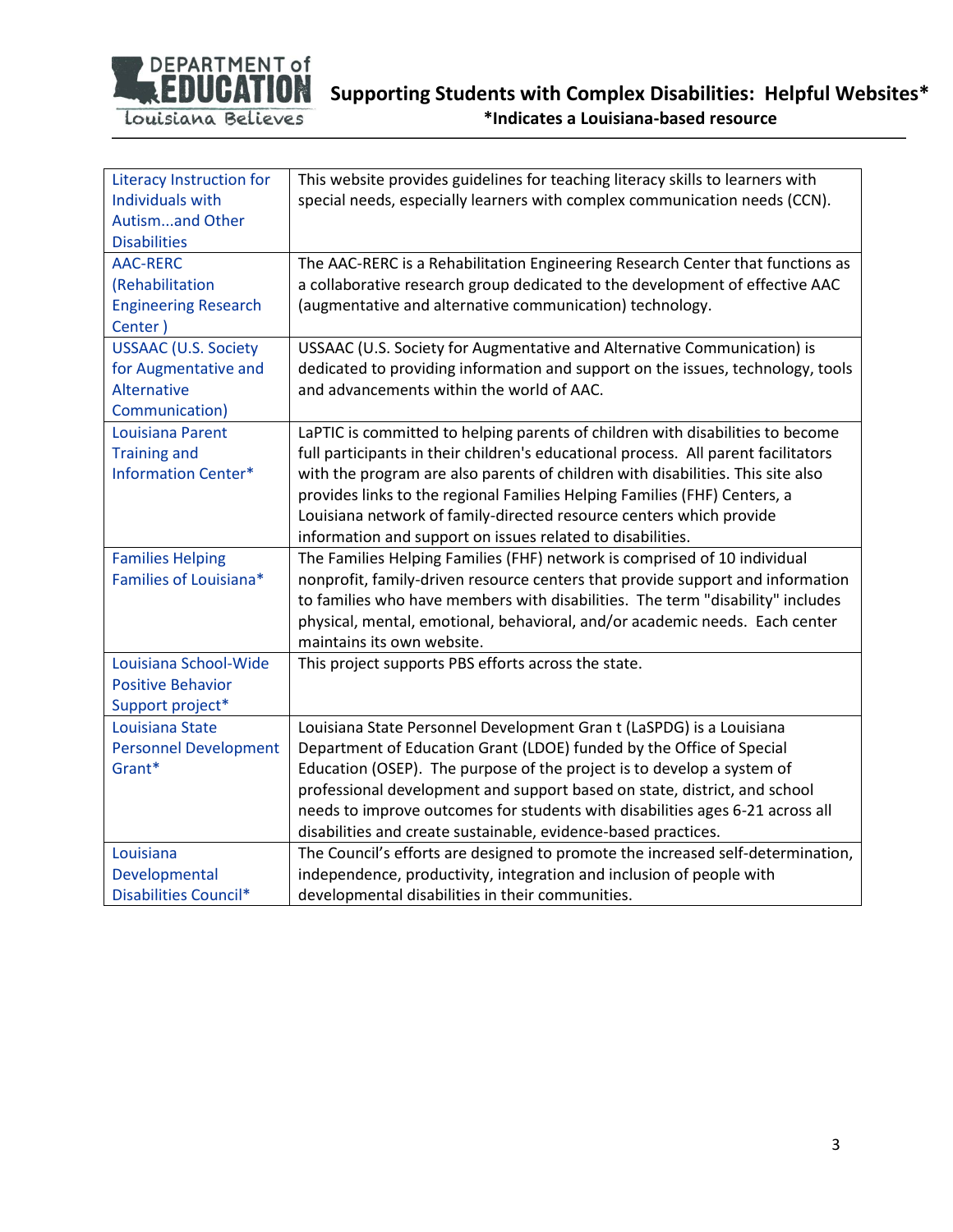# Supporting Students with Complex Disabilities: Helpful Websites*

**\*Indicates a Louisiana-based resource**

| | |
|---|---|
| Literacy Instruction for Individuals with Autism...and Other Disabilities | This website provides guidelines for teaching literacy skills to learners with special needs, especially learners with complex communication needs (CCN). |
| AAC-RERC (Rehabilitation Engineering Research Center ) | The AAC-RERC is a Rehabilitation Engineering Research Center that functions as a collaborative research group dedicated to the development of effective AAC (augmentative and alternative communication) technology. |
| USSAAC (U.S. Society for Augmentative and Alternative Communication) | USSAAC (U.S. Society for Augmentative and Alternative Communication) is dedicated to providing information and support on the issues, technology, tools and advancements within the world of AAC. |
| Louisiana Parent Training and Information Center* | LaPTIC is committed to helping parents of children with disabilities to become full participants in their children's educational process. All parent facilitators with the program are also parents of children with disabilities. This site also provides links to the regional Families Helping Families (FHF) Centers, a Louisiana network of family-directed resource centers which provide information and support on issues related to disabilities. |
| Families Helping Families of Louisiana* | The Families Helping Families (FHF) network is comprised of 10 individual nonprofit, family-driven resource centers that provide support and information to families who have members with disabilities. The term "disability" includes physical, mental, emotional, behavioral, and/or academic needs. Each center maintains its own website. |
| Louisiana School-Wide Positive Behavior Support project* | This project supports PBS efforts across the state. |
| Louisiana State Personnel Development Grant* | Louisiana State Personnel Development Gran t (LaSPDG) is a Louisiana Department of Education Grant (LDOE) funded by the Office of Special Education (OSEP). The purpose of the project is to develop a system of professional development and support based on state, district, and school needs to improve outcomes for students with disabilities ages 6-21 across all disabilities and create sustainable, evidence-based practices. |
| Louisiana Developmental Disabilities Council* | The Council's efforts are designed to promote the increased self-determination, independence, productivity, integration and inclusion of people with developmental disabilities in their communities. |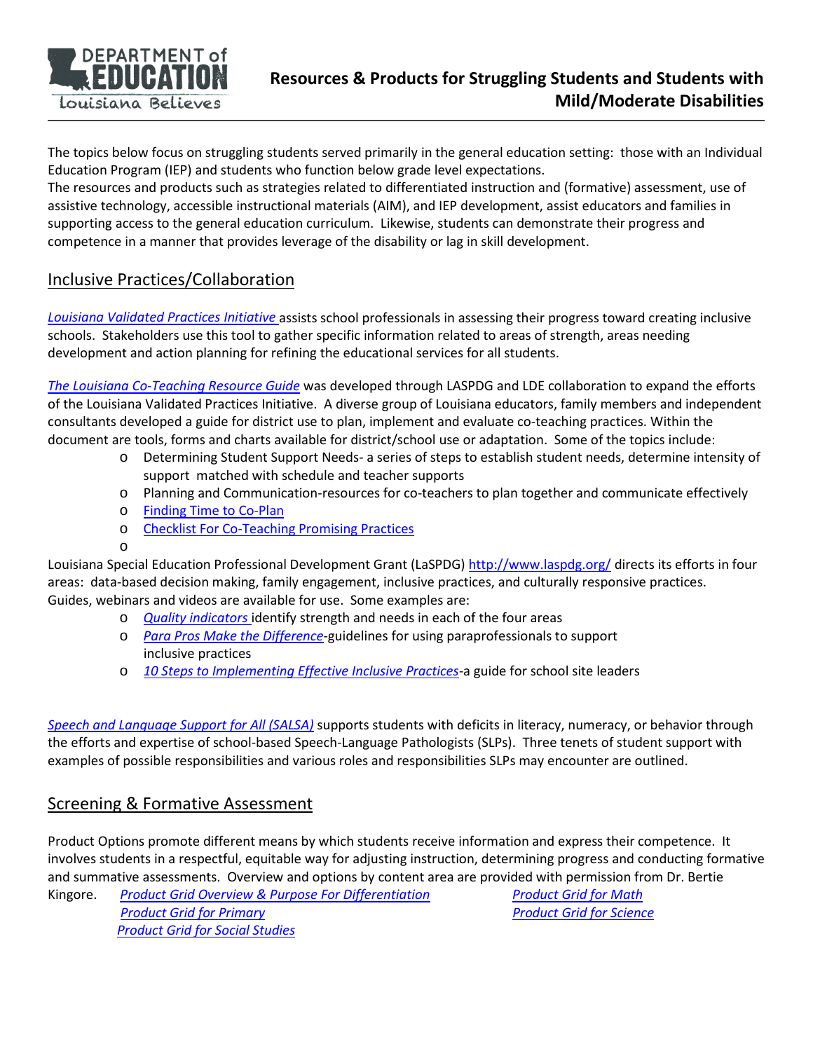# Resources & Products for Struggling Students and Students with Mild/Moderate Disabilities

The topics below focus on struggling students served primarily in the general education setting: those with an Individual Education Program (IEP) and students who function below grade level expectations.
The resources and products such as strategies related to differentiated instruction and (formative) assessment, use of assistive technology, accessible instructional materials (AIM), and IEP development, assist educators and families in supporting access to the general education curriculum. Likewise, students can demonstrate their progress and competence in a manner that provides leverage of the disability or lag in skill development.

## Inclusive Practices/Collaboration

*Louisiana Validated Practices Initiative* assists school professionals in assessing their progress toward creating inclusive schools. Stakeholders use this tool to gather specific information related to areas of strength, areas needing development and action planning for refining the educational services for all students.

*The Louisiana Co-Teaching Resource Guide* was developed through LASPDG and LDE collaboration to expand the efforts of the Louisiana Validated Practices Initiative. A diverse group of Louisiana educators, family members and independent consultants developed a guide for district use to plan, implement and evaluate co-teaching practices. Within the document are tools, forms and charts available for district/school use or adaptation. Some of the topics include:

- Determining Student Support Needs- a series of steps to establish student needs, determine intensity of support matched with schedule and teacher supports
- Planning and Communication-resources for co-teachers to plan together and communicate effectively
- Finding Time to Co-Plan
- Checklist For Co-Teaching Promising Practices

Louisiana Special Education Professional Development Grant (LaSPDG) http://www.laspdg.org/ directs its efforts in four areas: data-based decision making, family engagement, inclusive practices, and culturally responsive practices. Guides, webinars and videos are available for use. Some examples are:

- *Quality indicators* identify strength and needs in each of the four areas
- *Para Pros Make the Difference*-guidelines for using paraprofessionals to support inclusive practices
- *10 Steps to Implementing Effective Inclusive Practices*-a guide for school site leaders

*Speech and Language Support for All (SALSA)* supports students with deficits in literacy, numeracy, or behavior through the efforts and expertise of school-based Speech-Language Pathologists (SLPs). Three tenets of student support with examples of possible responsibilities and various roles and responsibilities SLPs may encounter are outlined.

## Screening & Formative Assessment

Product Options promote different means by which students receive information and express their competence. It involves students in a respectful, equitable way for adjusting instruction, determining progress and conducting formative and summative assessments. Overview and options by content area are provided with permission from Dr. Bertie Kingore.

*Product Grid Overview & Purpose For Differentiation*
*Product Grid for Primary*
*Product Grid for Social Studies*
*Product Grid for Math*
*Product Grid for Science*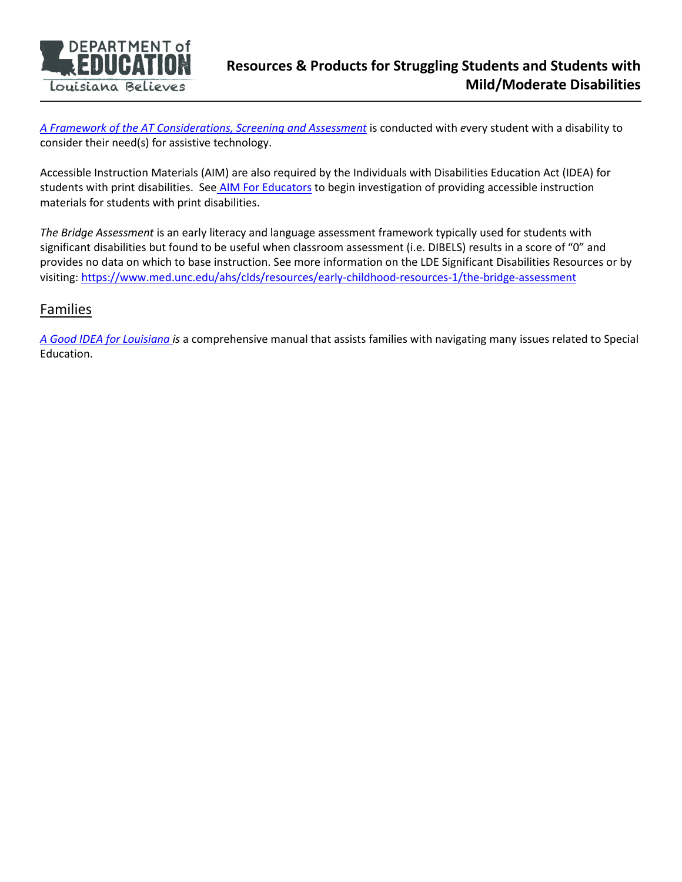*A Framework of the AT Considerations, Screening and Assessment* is conducted with *e*very student with a disability to consider their need(s) for assistive technology.

Accessible Instruction Materials (AIM) are also required by the Individuals with Disabilities Education Act (IDEA) for students with print disabilities. See AIM For Educators to begin investigation of providing accessible instruction materials for students with print disabilities.

*The Bridge Assessment* is an early literacy and language assessment framework typically used for students with significant disabilities but found to be useful when classroom assessment (i.e. DIBELS) results in a score of "0" and provides no data on which to base instruction. See more information on the LDE Significant Disabilities Resources or by visiting: https://www.med.unc.edu/ahs/clds/resources/early-childhood-resources-1/the-bridge-assessment

## Families

*A Good IDEA for Louisiana is* a comprehensive manual that assists families with navigating many issues related to Special Education.